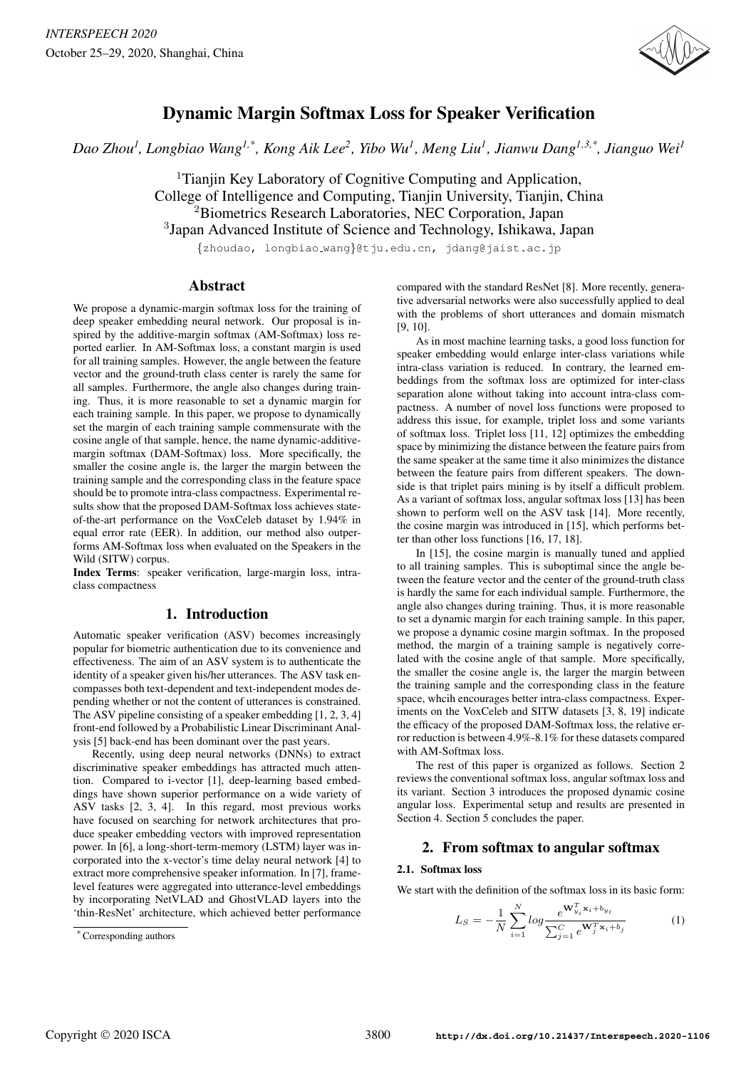# Dynamic Margin Softmax Loss for Speaker Verification

*Dao Zhou[1], Longbiao Wang[1,*], Kong Aik Lee[2], Yibo Wu[1], Meng Liu[1], Jianwu Dang[1,3,*], Jianguo Wei[1]*

[1]Tianjin Key Laboratory of Cognitive Computing and Application, College of Intelligence and Computing, Tianjin University, Tianjin, China
[2]Biometrics Research Laboratories, NEC Corporation, Japan
[3]Japan Advanced Institute of Science and Technology, Ishikawa, Japan

{zhoudao, longbiao_wang}@tju.edu.cn, jdang@jaist.ac.jp

## Abstract

We propose a dynamic-margin softmax loss for the training of deep speaker embedding neural network. Our proposal is inspired by the additive-margin softmax (AM-Softmax) loss reported earlier. In AM-Softmax loss, a constant margin is used for all training samples. However, the angle between the feature vector and the ground-truth class center is rarely the same for all samples. Furthermore, the angle also changes during training. Thus, it is more reasonable to set a dynamic margin for each training sample. In this paper, we propose to dynamically set the margin of each training sample commensurate with the cosine angle of that sample, hence, the name dynamic-additive-margin softmax (DAM-Softmax) loss. More specifically, the smaller the cosine angle is, the larger the margin between the training sample and the corresponding class in the feature space should be to promote intra-class compactness. Experimental results show that the proposed DAM-Softmax loss achieves state-of-the-art performance on the VoxCeleb dataset by 1.94% in equal error rate (EER). In addition, our method also outperforms AM-Softmax loss when evaluated on the Speakers in the Wild (SITW) corpus.

**Index Terms**: speaker verification, large-margin loss, intra-class compactness

## 1. Introduction

Automatic speaker verification (ASV) becomes increasingly popular for biometric authentication due to its convenience and effectiveness. The aim of an ASV system is to authenticate the identity of a speaker given his/her utterances. The ASV task encompasses both text-dependent and text-independent modes depending whether or not the content of utterances is constrained. The ASV pipeline consisting of a speaker embedding [1, 2, 3, 4] front-end followed by a Probabilistic Linear Discriminant Analysis [5] back-end has been dominant over the past years.

Recently, using deep neural networks (DNNs) to extract discriminative speaker embeddings has attracted much attention. Compared to i-vector [1], deep-learning based embeddings have shown superior performance on a wide variety of ASV tasks [2, 3, 4]. In this regard, most previous works have focused on searching for network architectures that produce speaker embedding vectors with improved representation power. In [6], a long-short-term-memory (LSTM) layer was incorporated into the x-vector's time delay neural network [4] to extract more comprehensive speaker information. In [7], frame-level features were aggregated into utterance-level embeddings by incorporating NetVLAD and GhostVLAD layers into the 'thin-ResNet' architecture, which achieved better performance compared with the standard ResNet [8]. More recently, generative adversarial networks were also successfully applied to deal with the problems of short utterances and domain mismatch [9, 10].

As in most machine learning tasks, a good loss function for speaker embedding would enlarge inter-class variations while intra-class variation is reduced. In contrary, the learned embeddings from the softmax loss are optimized for inter-class separation alone without taking into account intra-class compactness. A number of novel loss functions were proposed to address this issue, for example, triplet loss and some variants of softmax loss. Triplet loss [11, 12] optimizes the embedding space by minimizing the distance between the feature pairs from the same speaker at the same time it also minimizes the distance between the feature pairs from different speakers. The downside is that triplet pairs mining is by itself a difficult problem. As a variant of softmax loss, angular softmax loss [13] has been shown to perform well on the ASV task [14]. More recently, the cosine margin was introduced in [15], which performs better than other loss functions [16, 17, 18].

In [15], the cosine margin is manually tuned and applied to all training samples. This is suboptimal since the angle between the feature vector and the center of the ground-truth class is hardly the same for each individual sample. Furthermore, the angle also changes during training. Thus, it is more reasonable to set a dynamic margin for each training sample. In this paper, we propose a dynamic cosine margin softmax. In the proposed method, the margin of a training sample is negatively correlated with the cosine angle of that sample. More specifically, the smaller the cosine angle is, the larger the margin between the training sample and the corresponding class in the feature space, whcih encourages better intra-class compactness. Experiments on the VoxCeleb and SITW datasets [3, 8, 19] indicate the efficacy of the proposed DAM-Softmax loss, the relative error reduction is between 4.9%-8.1% for these datasets compared with AM-Softmax loss.

The rest of this paper is organized as follows. Section 2 reviews the conventional softmax loss, angular softmax loss and its variant. Section 3 introduces the proposed dynamic cosine angular loss. Experimental setup and results are presented in Section 4. Section 5 concludes the paper.

## 2. From softmax to angular softmax

### 2.1. Softmax loss

We start with the definition of the softmax loss in its basic form:

$$L_S = -\frac{1}{N}\sum_{i=1}^{N} log\frac{e^{\mathbf{W}_{y_i}^T\mathbf{x}_i+b_{y_i}}}{\sum_{j=1}^{C} e^{\mathbf{W}_j^T\mathbf{x}_i+b_j}} \quad (1)$$

*Corresponding authors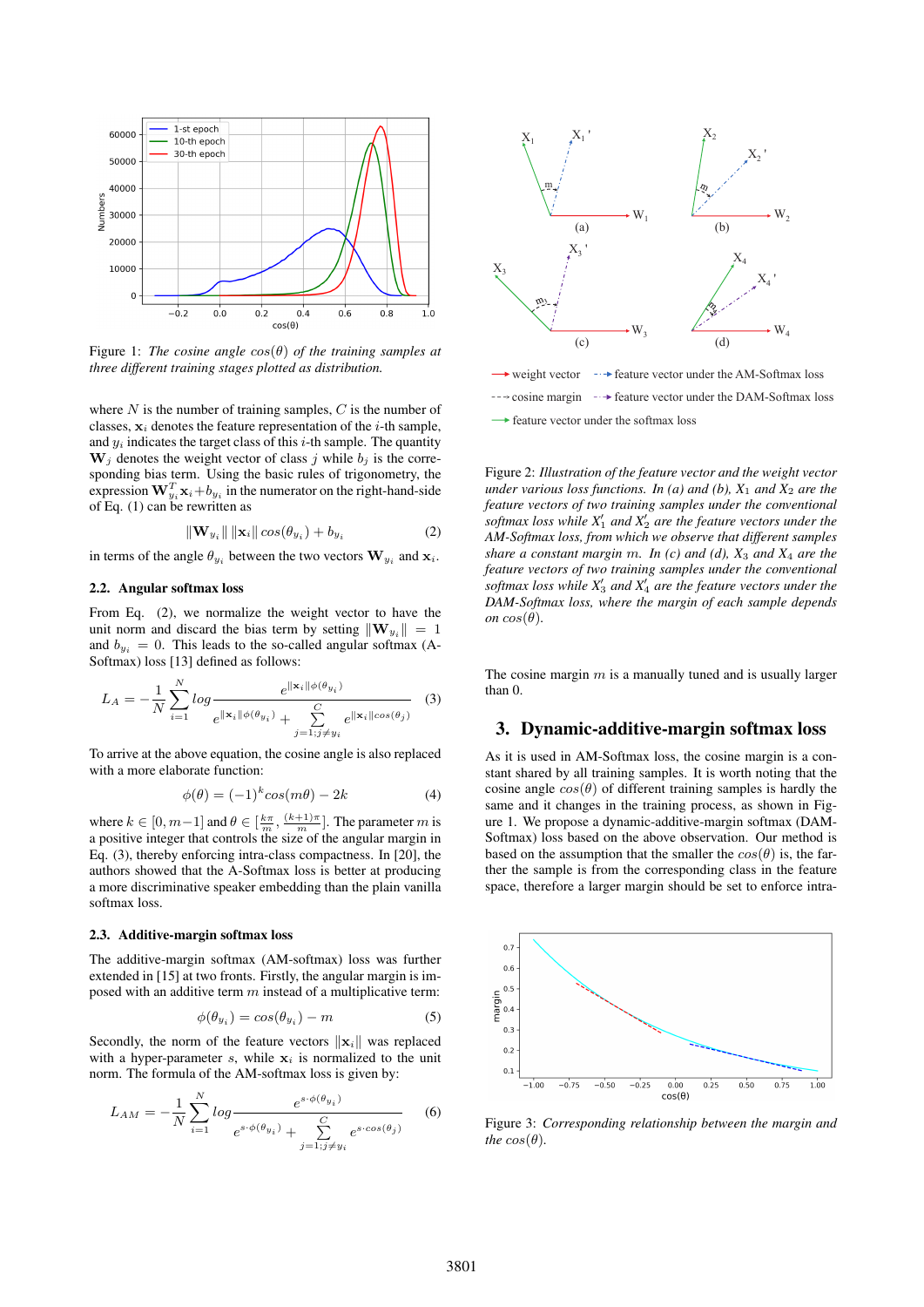Figure 1: *The cosine angle $cos(\theta)$ of the training samples at three different training stages plotted as distribution.*

where $N$ is the number of training samples, $C$ is the number of classes, $\mathbf{x}_i$ denotes the feature representation of the $i$-th sample, and $y_i$ indicates the target class of this $i$-th sample. The quantity $\mathbf{W}_j$ denotes the weight vector of class $j$ while $b_j$ is the corresponding bias term. Using the basic rules of trigonometry, the expression $\mathbf{W}_{y_i}^T \mathbf{x}_i + b_{y_i}$ in the numerator on the right-hand-side of Eq. (1) can be rewritten as

$$\|\mathbf{W}_{y_i}\| \, \|\mathbf{x}_i\| \, cos(\theta_{y_i}) + b_{y_i} \tag{2}$$

in terms of the angle $\theta_{y_i}$ between the two vectors $\mathbf{W}_{y_i}$ and $\mathbf{x}_i$.

### 2.2. Angular softmax loss

From Eq. (2), we normalize the weight vector to have the unit norm and discard the bias term by setting $\|\mathbf{W}_{y_i}\| = 1$ and $b_{y_i} = 0$. This leads to the so-called angular softmax (A-Softmax) loss [13] defined as follows:

$$L_A = -\frac{1}{N}\sum_{i=1}^{N} log \frac{e^{\|\mathbf{x}_i\| \phi(\theta_{y_i})}}{e^{\|\mathbf{x}_i\| \phi(\theta_{y_i})} + \sum_{j=1; j \neq y_i}^{C} e^{\|\mathbf{x}_i\| cos(\theta_j)}} \tag{3}$$

To arrive at the above equation, the cosine angle is also replaced with a more elaborate function:

$$\phi(\theta) = (-1)^k cos(m\theta) - 2k \tag{4}$$

where $k \in [0, m-1]$ and $\theta \in [\frac{k\pi}{m}, \frac{(k+1)\pi}{m}]$. The parameter $m$ is a positive integer that controls the size of the angular margin in Eq. (3), thereby enforcing intra-class compactness. In [20], the authors showed that the A-Softmax loss is better at producing a more discriminative speaker embedding than the plain vanilla softmax loss.

### 2.3. Additive-margin softmax loss

The additive-margin softmax (AM-softmax) loss was further extended in [15] at two fronts. Firstly, the angular margin is imposed with an additive term $m$ instead of a multiplicative term:

$$\phi(\theta_{y_i}) = cos(\theta_{y_i}) - m \tag{5}$$

Secondly, the norm of the feature vectors $\|\mathbf{x}_i\|$ was replaced with a hyper-parameter $s$, while $\mathbf{x}_i$ is normalized to the unit norm. The formula of the AM-softmax loss is given by:

$$L_{AM} = -\frac{1}{N}\sum_{i=1}^{N} log \frac{e^{s \cdot \phi(\theta_{y_i})}}{e^{s \cdot \phi(\theta_{y_i})} + \sum_{j=1; j \neq y_i}^{C} e^{s \cdot cos(\theta_j)}} \tag{6}$$

Figure 2: *Illustration of the feature vector and the weight vector under various loss functions. In (a) and (b), $X_1$ and $X_2$ are the feature vectors of two training samples under the conventional softmax loss while $X_1'$ and $X_2'$ are the feature vectors under the AM-Softmax loss, from which we observe that different samples share a constant margin $m$. In (c) and (d), $X_3$ and $X_4$ are the feature vectors of two training samples under the conventional softmax loss while $X_3'$ and $X_4'$ are the feature vectors under the DAM-Softmax loss, where the margin of each sample depends on $cos(\theta)$.*

The cosine margin $m$ is a manually tuned and is usually larger than 0.

## 3. Dynamic-additive-margin softmax loss

As it is used in AM-Softmax loss, the cosine margin is a constant shared by all training samples. It is worth noting that the cosine angle $cos(\theta)$ of different training samples is hardly the same and it changes in the training process, as shown in Figure 1. We propose a dynamic-additive-margin softmax (DAM-Softmax) loss based on the above observation. Our method is based on the assumption that the smaller the $cos(\theta)$ is, the farther the sample is from the corresponding class in the feature space, therefore a larger margin should be set to enforce intra-

Figure 3: *Corresponding relationship between the margin and the $cos(\theta)$.*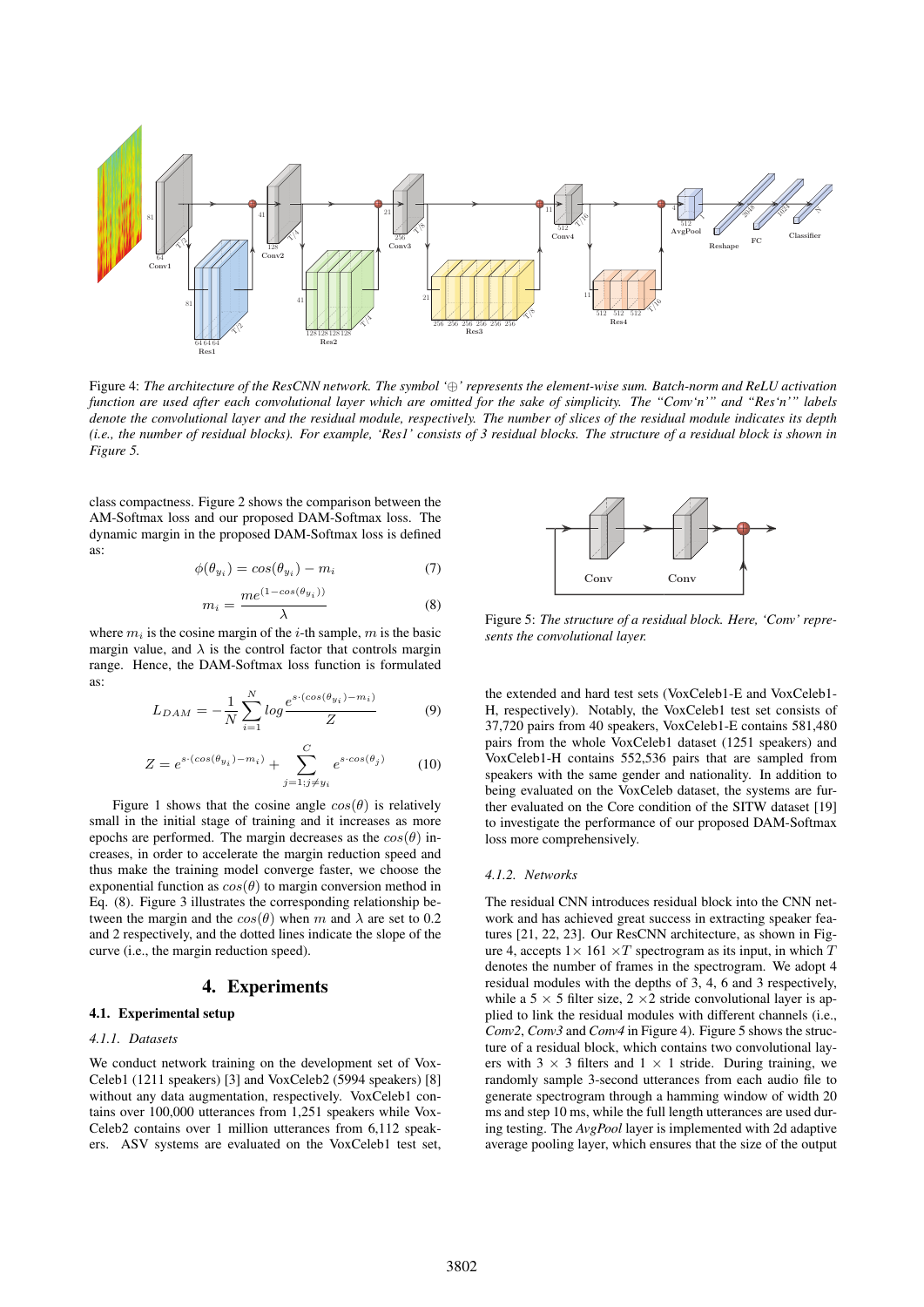Figure 4: *The architecture of the ResCNN network. The symbol '⊕' represents the element-wise sum. Batch-norm and ReLU activation function are used after each convolutional layer which are omitted for the sake of simplicity. The "Conv'n'" and "Res'n'" labels denote the convolutional layer and the residual module, respectively. The number of slices of the residual module indicates its depth (i.e., the number of residual blocks). For example, 'Res1' consists of 3 residual blocks. The structure of a residual block is shown in Figure 5.*

class compactness. Figure 2 shows the comparison between the AM-Softmax loss and our proposed DAM-Softmax loss. The dynamic margin in the proposed DAM-Softmax loss is defined as:

$$\phi(\theta_{y_i}) = cos(\theta_{y_i}) - m_i \tag{7}$$

$$m_i = \frac{me^{(1-cos(\theta_{y_i}))}}{\lambda} \tag{8}$$

where $m_i$ is the cosine margin of the $i$-th sample, $m$ is the basic margin value, and $\lambda$ is the control factor that controls margin range. Hence, the DAM-Softmax loss function is formulated as:

$$L_{DAM} = -\frac{1}{N}\sum_{i=1}^{N} log\frac{e^{s\cdot(cos(\theta_{y_i})-m_i)}}{Z} \tag{9}$$

$$Z = e^{s\cdot(cos(\theta_{y_i})-m_i)} + \sum_{j=1;j\neq y_i}^{C} e^{s\cdot cos(\theta_j)} \tag{10}$$

Figure 1 shows that the cosine angle $cos(\theta)$ is relatively small in the initial stage of training and it increases as more epochs are performed. The margin decreases as the $cos(\theta)$ increases, in order to accelerate the margin reduction speed and thus make the training model converge faster, we choose the exponential function as $cos(\theta)$ to margin conversion method in Eq. (8). Figure 3 illustrates the corresponding relationship between the margin and the $cos(\theta)$ when $m$ and $\lambda$ are set to 0.2 and 2 respectively, and the dotted lines indicate the slope of the curve (i.e., the margin reduction speed).

## 4. Experiments

### 4.1. Experimental setup

#### *4.1.1. Datasets*

We conduct network training on the development set of VoxCeleb1 (1211 speakers) [3] and VoxCeleb2 (5994 speakers) [8] without any data augmentation, respectively. VoxCeleb1 contains over 100,000 utterances from 1,251 speakers while VoxCeleb2 contains over 1 million utterances from 6,112 speakers. ASV systems are evaluated on the VoxCeleb1 test set, the extended and hard test sets (VoxCeleb1-E and VoxCeleb1-H, respectively). Notably, the VoxCeleb1 test set consists of 37,720 pairs from 40 speakers, VoxCeleb1-E contains 581,480 pairs from the whole VoxCeleb1 dataset (1251 speakers) and VoxCeleb1-H contains 552,536 pairs that are sampled from speakers with the same gender and nationality. In addition to being evaluated on the VoxCeleb dataset, the systems are further evaluated on the Core condition of the SITW dataset [19] to investigate the performance of our proposed DAM-Softmax loss more comprehensively.

Figure 5: *The structure of a residual block. Here, 'Conv' represents the convolutional layer.*

#### *4.1.2. Networks*

The residual CNN introduces residual block into the CNN network and has achieved great success in extracting speaker features [21, 22, 23]. Our ResCNN architecture, as shown in Figure 4, accepts $1\times 161 \times T$ spectrogram as its input, in which $T$ denotes the number of frames in the spectrogram. We adopt 4 residual modules with the depths of 3, 4, 6 and 3 respectively, while a $5 \times 5$ filter size, $2 \times 2$ stride convolutional layer is applied to link the residual modules with different channels (i.e., *Conv2*, *Conv3* and *Conv4* in Figure 4). Figure 5 shows the structure of a residual block, which contains two convolutional layers with $3 \times 3$ filters and $1 \times 1$ stride. During training, we randomly sample 3-second utterances from each audio file to generate spectrogram through a hamming window of width 20 ms and step 10 ms, while the full length utterances are used during testing. The *AvgPool* layer is implemented with 2d adaptive average pooling layer, which ensures that the size of the output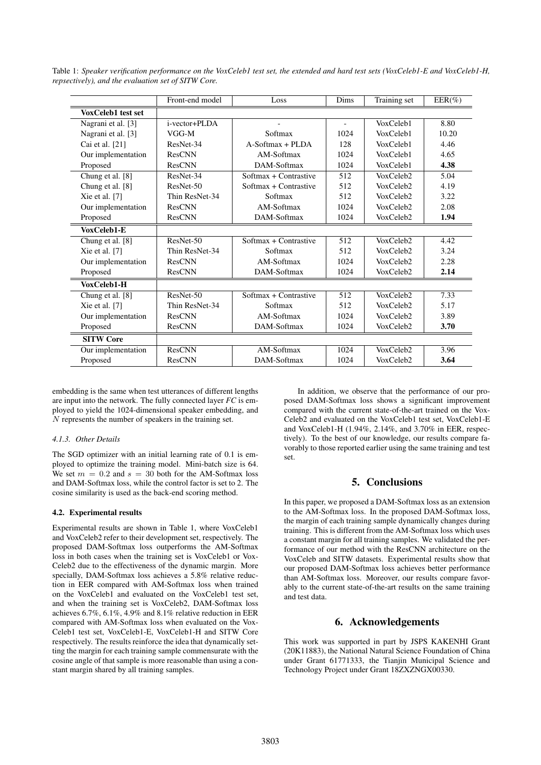Table 1: *Speaker verification performance on the VoxCeleb1 test set, the extended and hard test sets (VoxCeleb1-E and VoxCeleb1-H, repsectively), and the evaluation set of SITW Core.*

| | Front-end model | Loss | Dims | Training set | EER(%) |
|---|---|---|---|---|---|
| **VoxCeleb1 test set** | | | | | |
| Nagrani et al. [3] | i-vector+PLDA | - | - | VoxCeleb1 | 8.80 |
| Nagrani et al. [3] | VGG-M | Softmax | 1024 | VoxCeleb1 | 10.20 |
| Cai et al. [21] | ResNet-34 | A-Softmax + PLDA | 128 | VoxCeleb1 | 4.46 |
| Our implementation | ResCNN | AM-Softmax | 1024 | VoxCeleb1 | 4.65 |
| Proposed | ResCNN | DAM-Softmax | 1024 | VoxCeleb1 | **4.38** |
| Chung et al. [8] | ResNet-34 | Softmax + Contrastive | 512 | VoxCeleb2 | 5.04 |
| Chung et al. [8] | ResNet-50 | Softmax + Contrastive | 512 | VoxCeleb2 | 4.19 |
| Xie et al. [7] | Thin ResNet-34 | Softmax | 512 | VoxCeleb2 | 3.22 |
| Our implementation | ResCNN | AM-Softmax | 1024 | VoxCeleb2 | 2.08 |
| Proposed | ResCNN | DAM-Softmax | 1024 | VoxCeleb2 | **1.94** |
| **VoxCeleb1-E** | | | | | |
| Chung et al. [8] | ResNet-50 | Softmax + Contrastive | 512 | VoxCeleb2 | 4.42 |
| Xie et al. [7] | Thin ResNet-34 | Softmax | 512 | VoxCeleb2 | 3.24 |
| Our implementation | ResCNN | AM-Softmax | 1024 | VoxCeleb2 | 2.28 |
| Proposed | ResCNN | DAM-Softmax | 1024 | VoxCeleb2 | **2.14** |
| **VoxCeleb1-H** | | | | | |
| Chung et al. [8] | ResNet-50 | Softmax + Contrastive | 512 | VoxCeleb2 | 7.33 |
| Xie et al. [7] | Thin ResNet-34 | Softmax | 512 | VoxCeleb2 | 5.17 |
| Our implementation | ResCNN | AM-Softmax | 1024 | VoxCeleb2 | 3.89 |
| Proposed | ResCNN | DAM-Softmax | 1024 | VoxCeleb2 | **3.70** |
| **SITW Core** | | | | | |
| Our implementation | ResCNN | AM-Softmax | 1024 | VoxCeleb2 | 3.96 |
| Proposed | ResCNN | DAM-Softmax | 1024 | VoxCeleb2 | **3.64** |

embedding is the same when test utterances of different lengths are input into the network. The fully connected layer *FC* is employed to yield the 1024-dimensional speaker embedding, and $N$ represents the number of speakers in the training set.

#### 4.1.3. Other Details

The SGD optimizer with an initial learning rate of 0.1 is employed to optimize the training model. Mini-batch size is 64. We set $m = 0.2$ and $s = 30$ both for the AM-Softmax loss and DAM-Softmax loss, while the control factor is set to 2. The cosine similarity is used as the back-end scoring method.

### 4.2. Experimental results

Experimental results are shown in Table 1, where VoxCeleb1 and VoxCeleb2 refer to their development set, respectively. The proposed DAM-Softmax loss outperforms the AM-Softmax loss in both cases when the training set is VoxCeleb1 or VoxCeleb2 due to the effectiveness of the dynamic margin. More specially, DAM-Softmax loss achieves a 5.8% relative reduction in EER compared with AM-Softmax loss when trained on the VoxCeleb1 and evaluated on the VoxCeleb1 test set, and when the training set is VoxCeleb2, DAM-Softmax loss achieves 6.7%, 6.1%, 4.9% and 8.1% relative reduction in EER compared with AM-Softmax loss when evaluated on the VoxCeleb1 test set, VoxCeleb1-E, VoxCeleb1-H and SITW Core respectively. The results reinforce the idea that dynamically setting the margin for each training sample commensurate with the cosine angle of that sample is more reasonable than using a constant margin shared by all training samples.

In addition, we observe that the performance of our proposed DAM-Softmax loss shows a significant improvement compared with the current state-of-the-art trained on the VoxCeleb2 and evaluated on the VoxCeleb1 test set, VoxCeleb1-E and VoxCeleb1-H (1.94%, 2.14%, and 3.70% in EER, respectively). To the best of our knowledge, our results compare favorably to those reported earlier using the same training and test set.

## 5. Conclusions

In this paper, we proposed a DAM-Softmax loss as an extension to the AM-Softmax loss. In the proposed DAM-Softmax loss, the margin of each training sample dynamically changes during training. This is different from the AM-Softmax loss which uses a constant margin for all training samples. We validated the performance of our method with the ResCNN architecture on the VoxCeleb and SITW datasets. Experimental results show that our proposed DAM-Softmax loss achieves better performance than AM-Softmax loss. Moreover, our results compare favorably to the current state-of-the-art results on the same training and test data.

## 6. Acknowledgements

This work was supported in part by JSPS KAKENHI Grant (20K11883), the National Natural Science Foundation of China under Grant 61771333, the Tianjin Municipal Science and Technology Project under Grant 18ZXZNGX00330.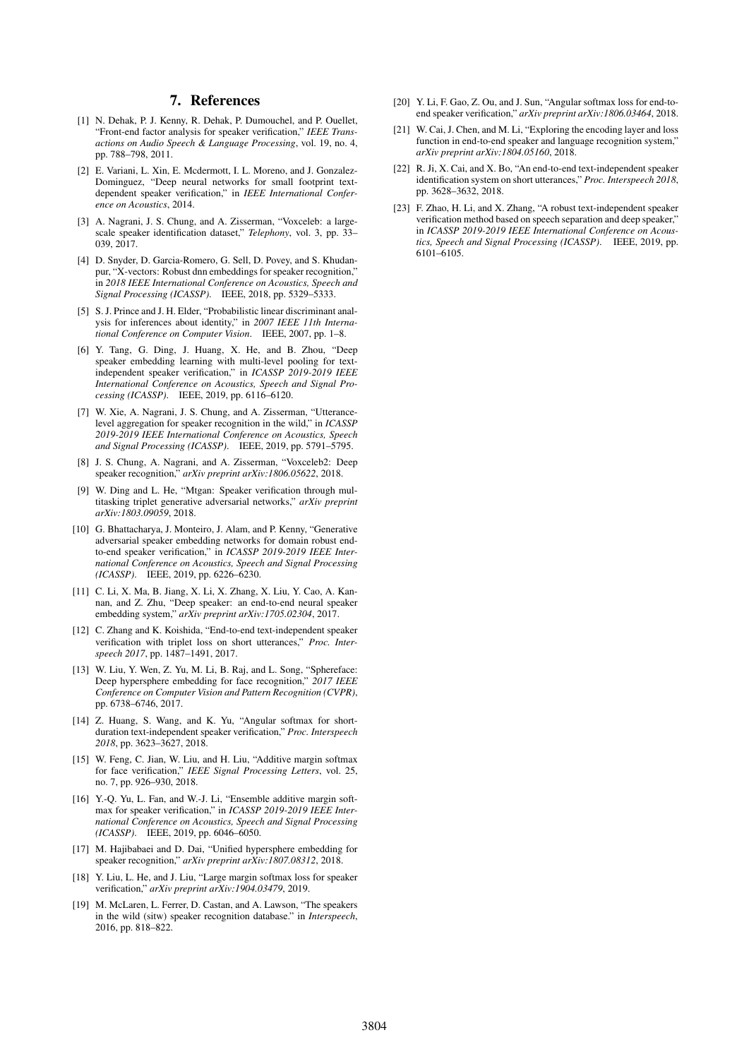## 7. References

[1] N. Dehak, P. J. Kenny, R. Dehak, P. Dumouchel, and P. Ouellet, "Front-end factor analysis for speaker verification," *IEEE Transactions on Audio Speech & Language Processing*, vol. 19, no. 4, pp. 788–798, 2011.

[2] E. Variani, L. Xin, E. Mcdermott, I. L. Moreno, and J. Gonzalez-Dominguez, "Deep neural networks for small footprint text-dependent speaker verification," in *IEEE International Conference on Acoustics*, 2014.

[3] A. Nagrani, J. S. Chung, and A. Zisserman, "Voxceleb: a large-scale speaker identification dataset," *Telephony*, vol. 3, pp. 33–039, 2017.

[4] D. Snyder, D. Garcia-Romero, G. Sell, D. Povey, and S. Khudanpur, "X-vectors: Robust dnn embeddings for speaker recognition," in *2018 IEEE International Conference on Acoustics, Speech and Signal Processing (ICASSP)*. IEEE, 2018, pp. 5329–5333.

[5] S. J. Prince and J. H. Elder, "Probabilistic linear discriminant analysis for inferences about identity," in *2007 IEEE 11th International Conference on Computer Vision*. IEEE, 2007, pp. 1–8.

[6] Y. Tang, G. Ding, J. Huang, X. He, and B. Zhou, "Deep speaker embedding learning with multi-level pooling for text-independent speaker verification," in *ICASSP 2019-2019 IEEE International Conference on Acoustics, Speech and Signal Processing (ICASSP)*. IEEE, 2019, pp. 6116–6120.

[7] W. Xie, A. Nagrani, J. S. Chung, and A. Zisserman, "Utterance-level aggregation for speaker recognition in the wild," in *ICASSP 2019-2019 IEEE International Conference on Acoustics, Speech and Signal Processing (ICASSP)*. IEEE, 2019, pp. 5791–5795.

[8] J. S. Chung, A. Nagrani, and A. Zisserman, "Voxceleb2: Deep speaker recognition," *arXiv preprint arXiv:1806.05622*, 2018.

[9] W. Ding and L. He, "Mtgan: Speaker verification through multitasking triplet generative adversarial networks," *arXiv preprint arXiv:1803.09059*, 2018.

[10] G. Bhattacharya, J. Monteiro, J. Alam, and P. Kenny, "Generative adversarial speaker embedding networks for domain robust end-to-end speaker verification," in *ICASSP 2019-2019 IEEE International Conference on Acoustics, Speech and Signal Processing (ICASSP)*. IEEE, 2019, pp. 6226–6230.

[11] C. Li, X. Ma, B. Jiang, X. Li, X. Zhang, X. Liu, Y. Cao, A. Kannan, and Z. Zhu, "Deep speaker: an end-to-end neural speaker embedding system," *arXiv preprint arXiv:1705.02304*, 2017.

[12] C. Zhang and K. Koishida, "End-to-end text-independent speaker verification with triplet loss on short utterances," *Proc. Interspeech 2017*, pp. 1487–1491, 2017.

[13] W. Liu, Y. Wen, Z. Yu, M. Li, B. Raj, and L. Song, "Sphereface: Deep hypersphere embedding for face recognition," *2017 IEEE Conference on Computer Vision and Pattern Recognition (CVPR)*, pp. 6738–6746, 2017.

[14] Z. Huang, S. Wang, and K. Yu, "Angular softmax for short-duration text-independent speaker verification," *Proc. Interspeech 2018*, pp. 3623–3627, 2018.

[15] W. Feng, C. Jian, W. Liu, and H. Liu, "Additive margin softmax for face verification," *IEEE Signal Processing Letters*, vol. 25, no. 7, pp. 926–930, 2018.

[16] Y.-Q. Yu, L. Fan, and W.-J. Li, "Ensemble additive margin softmax for speaker verification," in *ICASSP 2019-2019 IEEE International Conference on Acoustics, Speech and Signal Processing (ICASSP)*. IEEE, 2019, pp. 6046–6050.

[17] M. Hajibabaei and D. Dai, "Unified hypersphere embedding for speaker recognition," *arXiv preprint arXiv:1807.08312*, 2018.

[18] Y. Liu, L. He, and J. Liu, "Large margin softmax loss for speaker verification," *arXiv preprint arXiv:1904.03479*, 2019.

[19] M. McLaren, L. Ferrer, D. Castan, and A. Lawson, "The speakers in the wild (sitw) speaker recognition database." in *Interspeech*, 2016, pp. 818–822.

[20] Y. Li, F. Gao, Z. Ou, and J. Sun, "Angular softmax loss for end-to-end speaker verification," *arXiv preprint arXiv:1806.03464*, 2018.

[21] W. Cai, J. Chen, and M. Li, "Exploring the encoding layer and loss function in end-to-end speaker and language recognition system," *arXiv preprint arXiv:1804.05160*, 2018.

[22] R. Ji, X. Cai, and X. Bo, "An end-to-end text-independent speaker identification system on short utterances," *Proc. Interspeech 2018*, pp. 3628–3632, 2018.

[23] F. Zhao, H. Li, and X. Zhang, "A robust text-independent speaker verification method based on speech separation and deep speaker," in *ICASSP 2019-2019 IEEE International Conference on Acoustics, Speech and Signal Processing (ICASSP)*. IEEE, 2019, pp. 6101–6105.